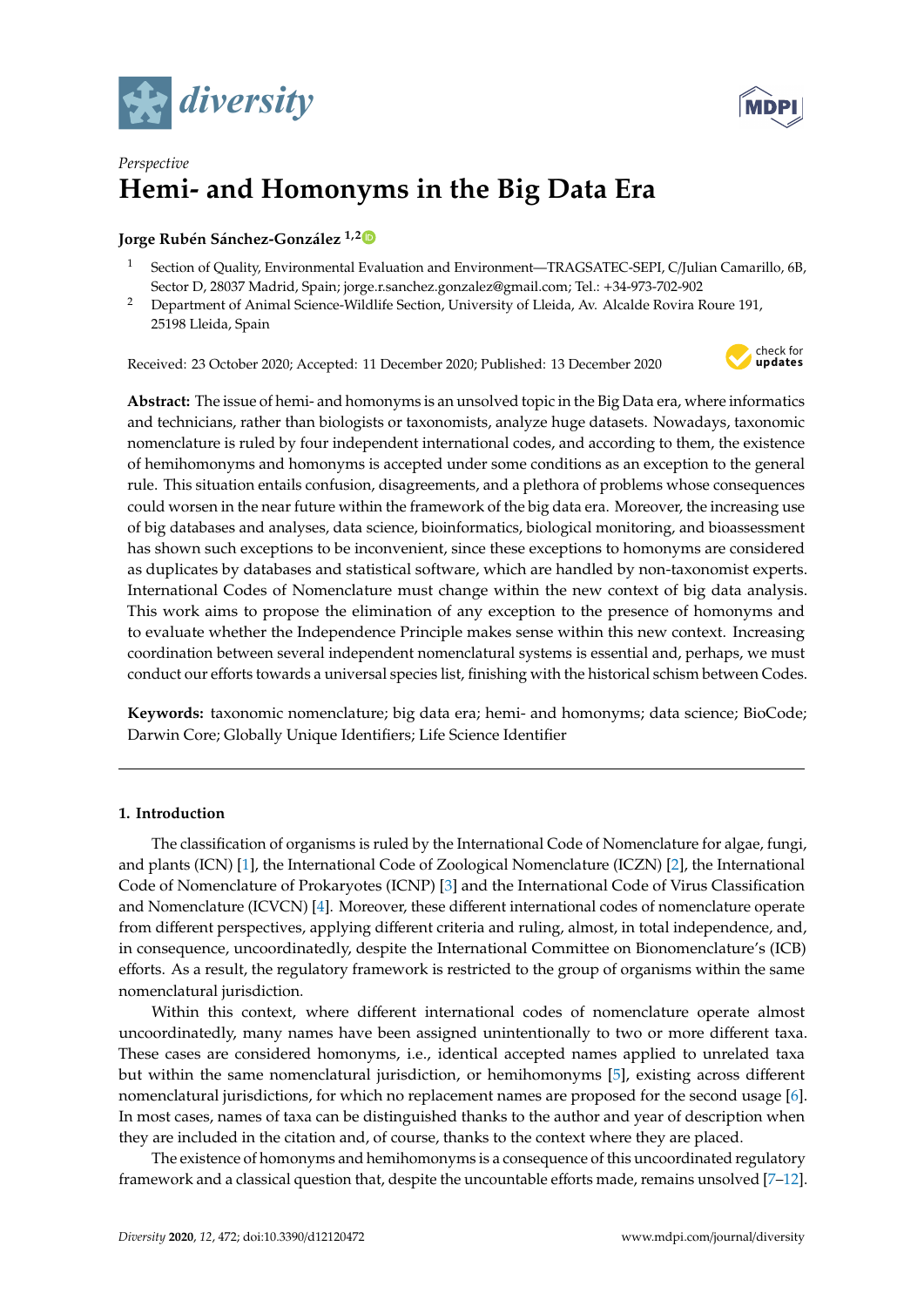*Perspective*

# Hemi- and Homonyms in the Big Data Era

**Jorge Rubén Sánchez-González [1,2]**

[1] Section of Quality, Environmental Evaluation and Environment—TRAGSATEC-SEPI, C/Julian Camarillo, 6B, Sector D, 28037 Madrid, Spain; jorge.r.sanchez.gonzalez@gmail.com; Tel.: +34-973-702-902

[2] Department of Animal Science-Wildlife Section, University of Lleida, Av. Alcalde Rovira Roure 191, 25198 Lleida, Spain

Received: 23 October 2020; Accepted: 11 December 2020; Published: 13 December 2020

**Abstract:** The issue of hemi- and homonyms is an unsolved topic in the Big Data era, where informatics and technicians, rather than biologists or taxonomists, analyze huge datasets. Nowadays, taxonomic nomenclature is ruled by four independent international codes, and according to them, the existence of hemihomonyms and homonyms is accepted under some conditions as an exception to the general rule. This situation entails confusion, disagreements, and a plethora of problems whose consequences could worsen in the near future within the framework of the big data era. Moreover, the increasing use of big databases and analyses, data science, bioinformatics, biological monitoring, and bioassessment has shown such exceptions to be inconvenient, since these exceptions to homonyms are considered as duplicates by databases and statistical software, which are handled by non-taxonomist experts. International Codes of Nomenclature must change within the new context of big data analysis. This work aims to propose the elimination of any exception to the presence of homonyms and to evaluate whether the Independence Principle makes sense within this new context. Increasing coordination between several independent nomenclatural systems is essential and, perhaps, we must conduct our efforts towards a universal species list, finishing with the historical schism between Codes.

**Keywords:** taxonomic nomenclature; big data era; hemi- and homonyms; data science; BioCode; Darwin Core; Globally Unique Identifiers; Life Science Identifier

## 1. Introduction

The classification of organisms is ruled by the International Code of Nomenclature for algae, fungi, and plants (ICN) [1], the International Code of Zoological Nomenclature (ICZN) [2], the International Code of Nomenclature of Prokaryotes (ICNP) [3] and the International Code of Virus Classification and Nomenclature (ICVCN) [4]. Moreover, these different international codes of nomenclature operate from different perspectives, applying different criteria and ruling, almost, in total independence, and, in consequence, uncoordinatedly, despite the International Committee on Bionomenclature's (ICB) efforts. As a result, the regulatory framework is restricted to the group of organisms within the same nomenclatural jurisdiction.

Within this context, where different international codes of nomenclature operate almost uncoordinatedly, many names have been assigned unintentionally to two or more different taxa. These cases are considered homonyms, i.e., identical accepted names applied to unrelated taxa but within the same nomenclatural jurisdiction, or hemihomonyms [5], existing across different nomenclatural jurisdictions, for which no replacement names are proposed for the second usage [6]. In most cases, names of taxa can be distinguished thanks to the author and year of description when they are included in the citation and, of course, thanks to the context where they are placed.

The existence of homonyms and hemihomonyms is a consequence of this uncoordinated regulatory framework and a classical question that, despite the uncountable efforts made, remains unsolved [7–12].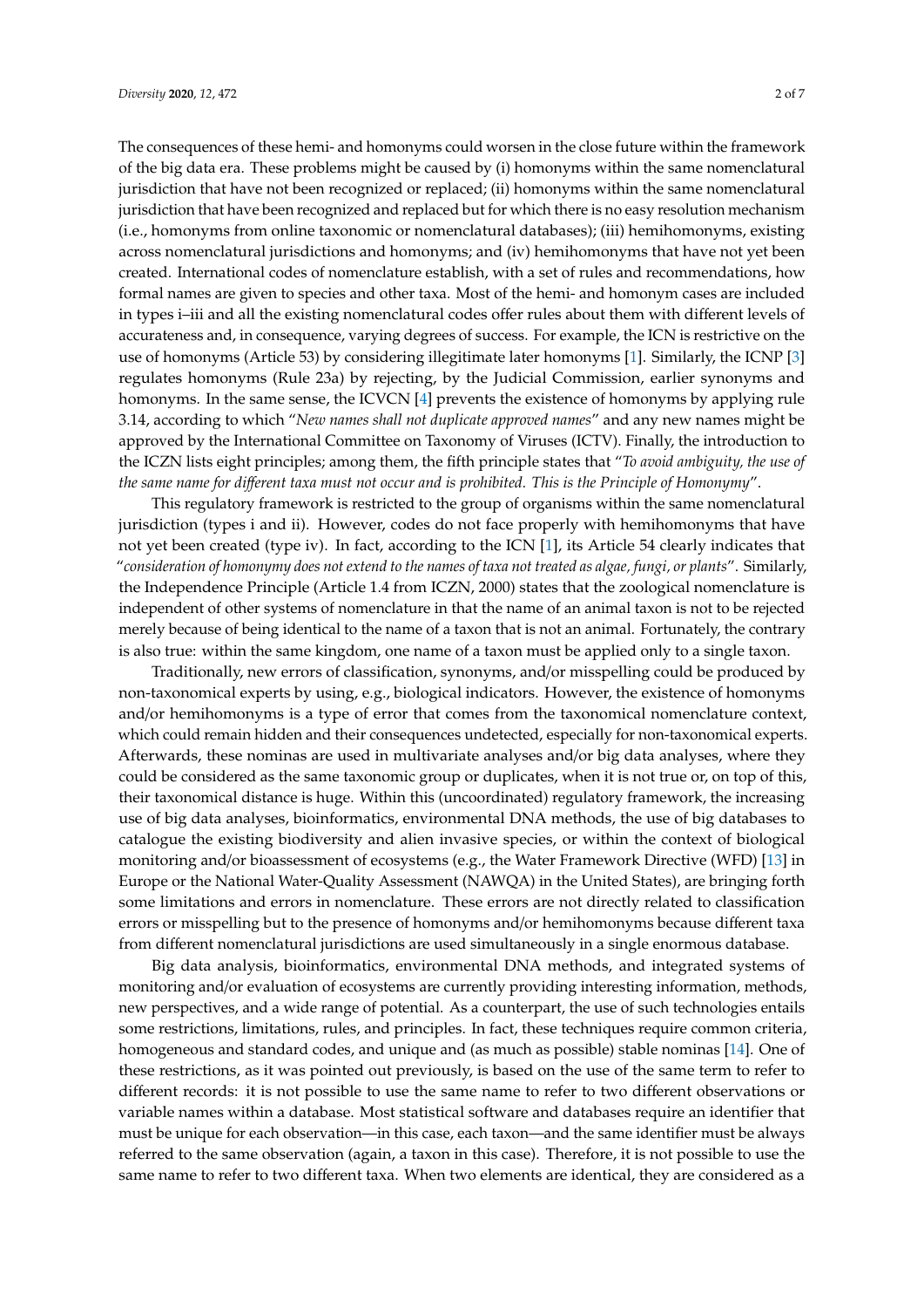The consequences of these hemi- and homonyms could worsen in the close future within the framework of the big data era. These problems might be caused by (i) homonyms within the same nomenclatural jurisdiction that have not been recognized or replaced; (ii) homonyms within the same nomenclatural jurisdiction that have been recognized and replaced but for which there is no easy resolution mechanism (i.e., homonyms from online taxonomic or nomenclatural databases); (iii) hemihomonyms, existing across nomenclatural jurisdictions and homonyms; and (iv) hemihomonyms that have not yet been created. International codes of nomenclature establish, with a set of rules and recommendations, how formal names are given to species and other taxa. Most of the hemi- and homonym cases are included in types i–iii and all the existing nomenclatural codes offer rules about them with different levels of accurateness and, in consequence, varying degrees of success. For example, the ICN is restrictive on the use of homonyms (Article 53) by considering illegitimate later homonyms [1]. Similarly, the ICNP [3] regulates homonyms (Rule 23a) by rejecting, by the Judicial Commission, earlier synonyms and homonyms. In the same sense, the ICVCN [4] prevents the existence of homonyms by applying rule 3.14, according to which "*New names shall not duplicate approved names*" and any new names might be approved by the International Committee on Taxonomy of Viruses (ICTV). Finally, the introduction to the ICZN lists eight principles; among them, the fifth principle states that "*To avoid ambiguity, the use of the same name for different taxa must not occur and is prohibited. This is the Principle of Homonymy*".

This regulatory framework is restricted to the group of organisms within the same nomenclatural jurisdiction (types i and ii). However, codes do not face properly with hemihomonyms that have not yet been created (type iv). In fact, according to the ICN [1], its Article 54 clearly indicates that "*consideration of homonymy does not extend to the names of taxa not treated as algae, fungi, or plants*". Similarly, the Independence Principle (Article 1.4 from ICZN, 2000) states that the zoological nomenclature is independent of other systems of nomenclature in that the name of an animal taxon is not to be rejected merely because of being identical to the name of a taxon that is not an animal. Fortunately, the contrary is also true: within the same kingdom, one name of a taxon must be applied only to a single taxon.

Traditionally, new errors of classification, synonyms, and/or misspelling could be produced by non-taxonomical experts by using, e.g., biological indicators. However, the existence of homonyms and/or hemihomonyms is a type of error that comes from the taxonomical nomenclature context, which could remain hidden and their consequences undetected, especially for non-taxonomical experts. Afterwards, these nominas are used in multivariate analyses and/or big data analyses, where they could be considered as the same taxonomic group or duplicates, when it is not true or, on top of this, their taxonomical distance is huge. Within this (uncoordinated) regulatory framework, the increasing use of big data analyses, bioinformatics, environmental DNA methods, the use of big databases to catalogue the existing biodiversity and alien invasive species, or within the context of biological monitoring and/or bioassessment of ecosystems (e.g., the Water Framework Directive (WFD) [13] in Europe or the National Water-Quality Assessment (NAWQA) in the United States), are bringing forth some limitations and errors in nomenclature. These errors are not directly related to classification errors or misspelling but to the presence of homonyms and/or hemihomonyms because different taxa from different nomenclatural jurisdictions are used simultaneously in a single enormous database.

Big data analysis, bioinformatics, environmental DNA methods, and integrated systems of monitoring and/or evaluation of ecosystems are currently providing interesting information, methods, new perspectives, and a wide range of potential. As a counterpart, the use of such technologies entails some restrictions, limitations, rules, and principles. In fact, these techniques require common criteria, homogeneous and standard codes, and unique and (as much as possible) stable nominas [14]. One of these restrictions, as it was pointed out previously, is based on the use of the same term to refer to different records: it is not possible to use the same name to refer to two different observations or variable names within a database. Most statistical software and databases require an identifier that must be unique for each observation—in this case, each taxon—and the same identifier must be always referred to the same observation (again, a taxon in this case). Therefore, it is not possible to use the same name to refer to two different taxa. When two elements are identical, they are considered as a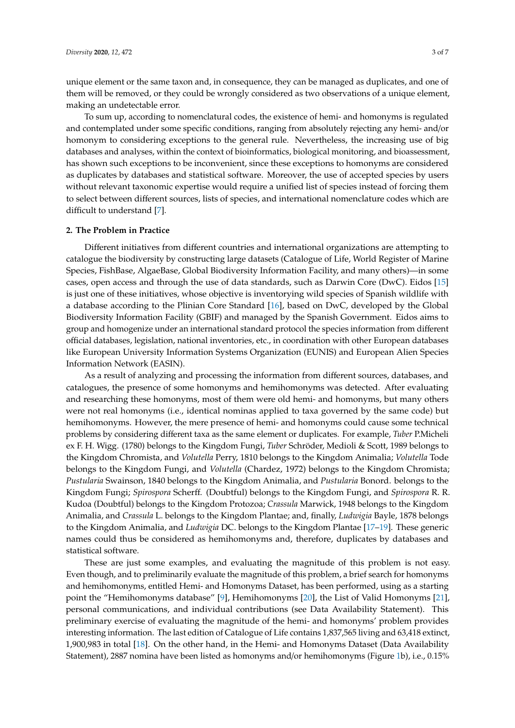unique element or the same taxon and, in consequence, they can be managed as duplicates, and one of them will be removed, or they could be wrongly considered as two observations of a unique element, making an undetectable error.

To sum up, according to nomenclatural codes, the existence of hemi- and homonyms is regulated and contemplated under some specific conditions, ranging from absolutely rejecting any hemi- and/or homonym to considering exceptions to the general rule. Nevertheless, the increasing use of big databases and analyses, within the context of bioinformatics, biological monitoring, and bioassessment, has shown such exceptions to be inconvenient, since these exceptions to homonyms are considered as duplicates by databases and statistical software. Moreover, the use of accepted species by users without relevant taxonomic expertise would require a unified list of species instead of forcing them to select between different sources, lists of species, and international nomenclature codes which are difficult to understand [7].

## 2. The Problem in Practice

Different initiatives from different countries and international organizations are attempting to catalogue the biodiversity by constructing large datasets (Catalogue of Life, World Register of Marine Species, FishBase, AlgaeBase, Global Biodiversity Information Facility, and many others)—in some cases, open access and through the use of data standards, such as Darwin Core (DwC). Eidos [15] is just one of these initiatives, whose objective is inventorying wild species of Spanish wildlife with a database according to the Plinian Core Standard [16], based on DwC, developed by the Global Biodiversity Information Facility (GBIF) and managed by the Spanish Government. Eidos aims to group and homogenize under an international standard protocol the species information from different official databases, legislation, national inventories, etc., in coordination with other European databases like European University Information Systems Organization (EUNIS) and European Alien Species Information Network (EASIN).

As a result of analyzing and processing the information from different sources, databases, and catalogues, the presence of some homonyms and hemihomonyms was detected. After evaluating and researching these homonyms, most of them were old hemi- and homonyms, but many others were not real homonyms (i.e., identical nominas applied to taxa governed by the same code) but hemihomonyms. However, the mere presence of hemi- and homonyms could cause some technical problems by considering different taxa as the same element or duplicates. For example, *Tuber* P.Micheli ex F. H. Wigg. (1780) belongs to the Kingdom Fungi, *Tuber* Schröder, Medioli & Scott, 1989 belongs to the Kingdom Chromista, and *Volutella* Perry, 1810 belongs to the Kingdom Animalia; *Volutella* Tode belongs to the Kingdom Fungi, and *Volutella* (Chardez, 1972) belongs to the Kingdom Chromista; *Pustularia* Swainson, 1840 belongs to the Kingdom Animalia, and *Pustularia* Bonord. belongs to the Kingdom Fungi; *Spirospora* Scherff. (Doubtful) belongs to the Kingdom Fungi, and *Spirospora* R. R. Kudoa (Doubtful) belongs to the Kingdom Protozoa; *Crassula* Marwick, 1948 belongs to the Kingdom Animalia, and *Crassula* L. belongs to the Kingdom Plantae; and, finally, *Ludwigia* Bayle, 1878 belongs to the Kingdom Animalia, and *Ludwigia* DC. belongs to the Kingdom Plantae [17–19]. These generic names could thus be considered as hemihomonyms and, therefore, duplicates by databases and statistical software.

These are just some examples, and evaluating the magnitude of this problem is not easy. Even though, and to preliminarily evaluate the magnitude of this problem, a brief search for homonyms and hemihomonyms, entitled Hemi- and Homonyms Dataset, has been performed, using as a starting point the "Hemihomonyms database" [9], Hemihomonyms [20], the List of Valid Homonyms [21], personal communications, and individual contributions (see Data Availability Statement). This preliminary exercise of evaluating the magnitude of the hemi- and homonyms' problem provides interesting information. The last edition of Catalogue of Life contains 1,837,565 living and 63,418 extinct, 1,900,983 in total [18]. On the other hand, in the Hemi- and Homonyms Dataset (Data Availability Statement), 2887 nomina have been listed as homonyms and/or hemihomonyms (Figure 1b), i.e., 0.15%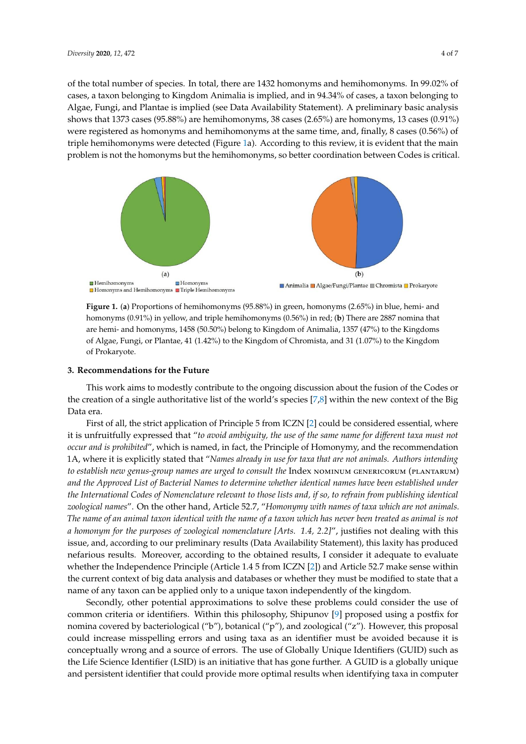of the total number of species. In total, there are 1432 homonyms and hemihomonyms. In 99.02% of cases, a taxon belonging to Kingdom Animalia is implied, and in 94.34% of cases, a taxon belonging to Algae, Fungi, and Plantae is implied (see Data Availability Statement). A preliminary basic analysis shows that 1373 cases (95.88%) are hemihomonyms, 38 cases (2.65%) are homonyms, 13 cases (0.91%) were registered as homonyms and hemihomonyms at the same time, and, finally, 8 cases (0.56%) of triple hemihomonyms were detected (Figure 1a). According to this review, it is evident that the main problem is not the homonyms but the hemihomonyms, so better coordination between Codes is critical.

**Figure 1.** (**a**) Proportions of hemihomonyms (95.88%) in green, homonyms (2.65%) in blue, hemi- and homonyms (0.91%) in yellow, and triple hemihomonyms (0.56%) in red; (**b**) There are 2887 nomina that are hemi- and homonyms, 1458 (50.50%) belong to Kingdom of Animalia, 1357 (47%) to the Kingdoms of Algae, Fungi, or Plantae, 41 (1.42%) to the Kingdom of Chromista, and 31 (1.07%) to the Kingdom of Prokaryote.

## 3. Recommendations for the Future

This work aims to modestly contribute to the ongoing discussion about the fusion of the Codes or the creation of a single authoritative list of the world's species [7,8] within the new context of the Big Data era.

First of all, the strict application of Principle 5 from ICZN [2] could be considered essential, where it is unfruitfully expressed that "*to avoid ambiguity, the use of the same name for different taxa must not occur and is prohibited*", which is named, in fact, the Principle of Homonymy, and the recommendation 1A, where it is explicitly stated that "*Names already in use for taxa that are not animals. Authors intending to establish new genus-group names are urged to consult the* Index NOMINUM GENERICORUM (PLANTARUM) *and the Approved List of Bacterial Names to determine whether identical names have been established under the International Codes of Nomenclature relevant to those lists and, if so, to refrain from publishing identical zoological names*". On the other hand, Article 52.7, "*Homonymy with names of taxa which are not animals. The name of an animal taxon identical with the name of a taxon which has never been treated as animal is not a homonym for the purposes of zoological nomenclature [Arts. 1.4, 2.2]*", justifies not dealing with this issue, and, according to our preliminary results (Data Availability Statement), this laxity has produced nefarious results. Moreover, according to the obtained results, I consider it adequate to evaluate whether the Independence Principle (Article 1.4 5 from ICZN [2]) and Article 52.7 make sense within the current context of big data analysis and databases or whether they must be modified to state that a name of any taxon can be applied only to a unique taxon independently of the kingdom.

Secondly, other potential approximations to solve these problems could consider the use of common criteria or identifiers. Within this philosophy, Shipunov [9] proposed using a postfix for nomina covered by bacteriological ("b"), botanical ("p"), and zoological ("z"). However, this proposal could increase misspelling errors and using taxa as an identifier must be avoided because it is conceptually wrong and a source of errors. The use of Globally Unique Identifiers (GUID) such as the Life Science Identifier (LSID) is an initiative that has gone further. A GUID is a globally unique and persistent identifier that could provide more optimal results when identifying taxa in computer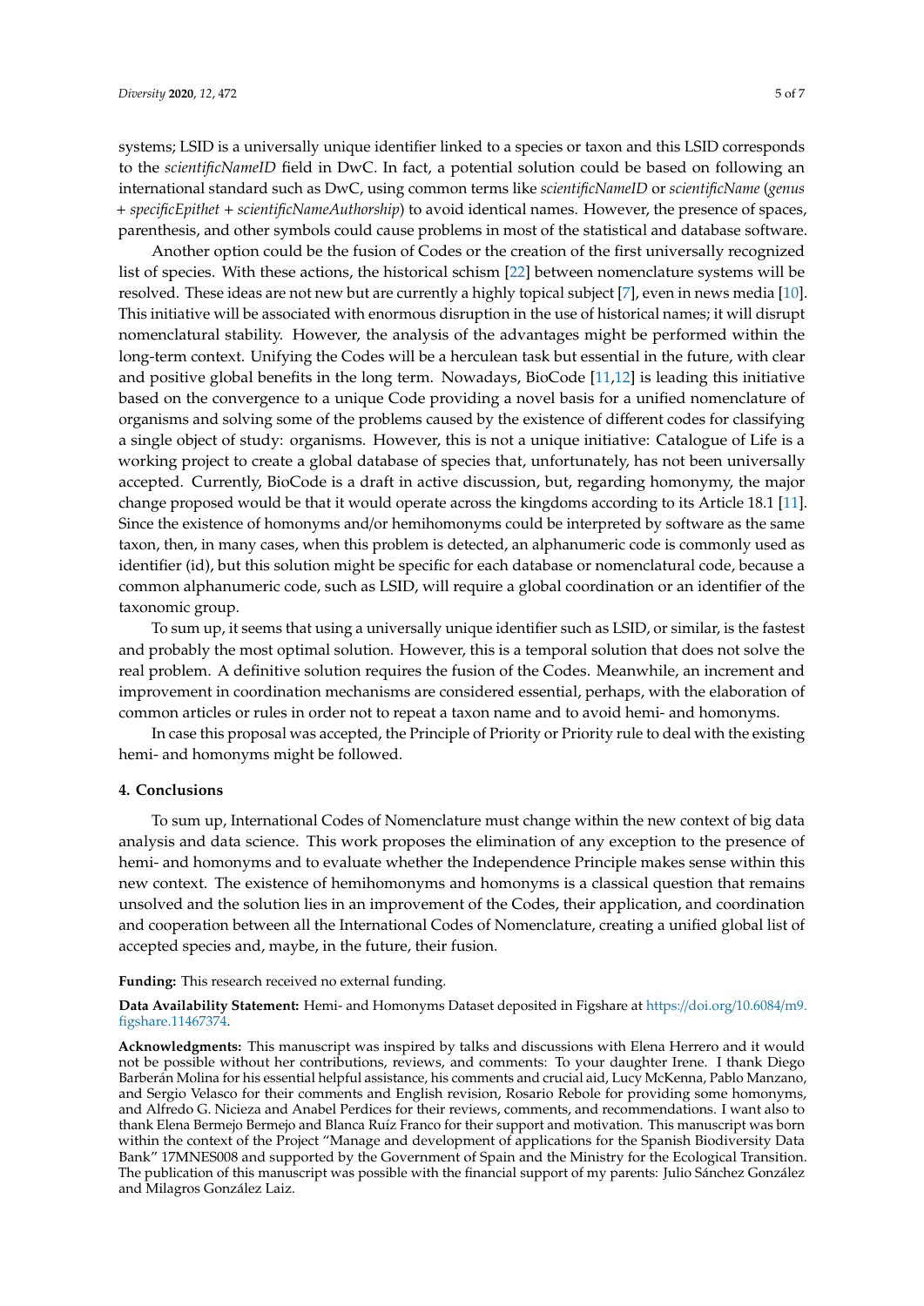systems; LSID is a universally unique identifier linked to a species or taxon and this LSID corresponds to the *scientificNameID* field in DwC. In fact, a potential solution could be based on following an international standard such as DwC, using common terms like *scientificNameID* or *scientificName* (*genus + specificEpithet + scientificNameAuthorship*) to avoid identical names. However, the presence of spaces, parenthesis, and other symbols could cause problems in most of the statistical and database software.

Another option could be the fusion of Codes or the creation of the first universally recognized list of species. With these actions, the historical schism [22] between nomenclature systems will be resolved. These ideas are not new but are currently a highly topical subject [7], even in news media [10]. This initiative will be associated with enormous disruption in the use of historical names; it will disrupt nomenclatural stability. However, the analysis of the advantages might be performed within the long-term context. Unifying the Codes will be a herculean task but essential in the future, with clear and positive global benefits in the long term. Nowadays, BioCode [11,12] is leading this initiative based on the convergence to a unique Code providing a novel basis for a unified nomenclature of organisms and solving some of the problems caused by the existence of different codes for classifying a single object of study: organisms. However, this is not a unique initiative: Catalogue of Life is a working project to create a global database of species that, unfortunately, has not been universally accepted. Currently, BioCode is a draft in active discussion, but, regarding homonymy, the major change proposed would be that it would operate across the kingdoms according to its Article 18.1 [11]. Since the existence of homonyms and/or hemihomonyms could be interpreted by software as the same taxon, then, in many cases, when this problem is detected, an alphanumeric code is commonly used as identifier (id), but this solution might be specific for each database or nomenclatural code, because a common alphanumeric code, such as LSID, will require a global coordination or an identifier of the taxonomic group.

To sum up, it seems that using a universally unique identifier such as LSID, or similar, is the fastest and probably the most optimal solution. However, this is a temporal solution that does not solve the real problem. A definitive solution requires the fusion of the Codes. Meanwhile, an increment and improvement in coordination mechanisms are considered essential, perhaps, with the elaboration of common articles or rules in order not to repeat a taxon name and to avoid hemi- and homonyms.

In case this proposal was accepted, the Principle of Priority or Priority rule to deal with the existing hemi- and homonyms might be followed.

## 4. Conclusions

To sum up, International Codes of Nomenclature must change within the new context of big data analysis and data science. This work proposes the elimination of any exception to the presence of hemi- and homonyms and to evaluate whether the Independence Principle makes sense within this new context. The existence of hemihomonyms and homonyms is a classical question that remains unsolved and the solution lies in an improvement of the Codes, their application, and coordination and cooperation between all the International Codes of Nomenclature, creating a unified global list of accepted species and, maybe, in the future, their fusion.

**Funding:** This research received no external funding.

**Data Availability Statement:** Hemi- and Homonyms Dataset deposited in Figshare at https://doi.org/10.6084/m9.figshare.11467374.

**Acknowledgments:** This manuscript was inspired by talks and discussions with Elena Herrero and it would not be possible without her contributions, reviews, and comments: To your daughter Irene. I thank Diego Barberán Molina for his essential helpful assistance, his comments and crucial aid, Lucy McKenna, Pablo Manzano, and Sergio Velasco for their comments and English revision, Rosario Rebole for providing some homonyms, and Alfredo G. Nicieza and Anabel Perdices for their reviews, comments, and recommendations. I want also to thank Elena Bermejo Bermejo and Blanca Ruíz Franco for their support and motivation. This manuscript was born within the context of the Project "Manage and development of applications for the Spanish Biodiversity Data Bank" 17MNES008 and supported by the Government of Spain and the Ministry for the Ecological Transition. The publication of this manuscript was possible with the financial support of my parents: Julio Sánchez González and Milagros González Laiz.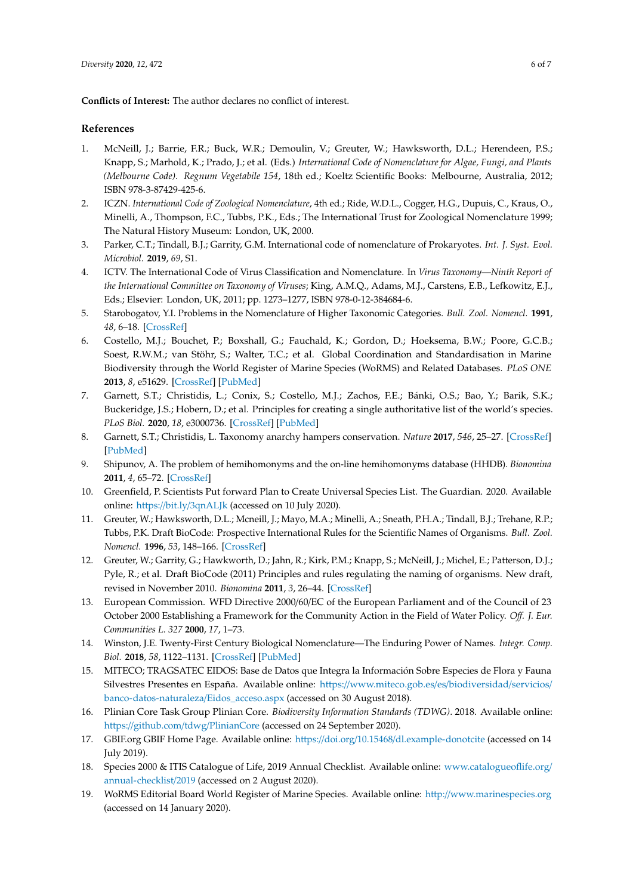**Conflicts of Interest:** The author declares no conflict of interest.

## References

1. McNeill, J.; Barrie, F.R.; Buck, W.R.; Demoulin, V.; Greuter, W.; Hawksworth, D.L.; Herendeen, P.S.; Knapp, S.; Marhold, K.; Prado, J.; et al. (Eds.) *International Code of Nomenclature for Algae, Fungi, and Plants (Melbourne Code). Regnum Vegetabile 154*, 18th ed.; Koeltz Scientific Books: Melbourne, Australia, 2012; ISBN 978-3-87429-425-6.
2. ICZN. *International Code of Zoological Nomenclature*, 4th ed.; Ride, W.D.L., Cogger, H.G., Dupuis, C., Kraus, O., Minelli, A., Thompson, F.C., Tubbs, P.K., Eds.; The International Trust for Zoological Nomenclature 1999; The Natural History Museum: London, UK, 2000.
3. Parker, C.T.; Tindall, B.J.; Garrity, G.M. International code of nomenclature of Prokaryotes. *Int. J. Syst. Evol. Microbiol.* **2019**, *69*, S1.
4. ICTV. The International Code of Virus Classification and Nomenclature. In *Virus Taxonomy—Ninth Report of the International Committee on Taxonomy of Viruses*; King, A.M.Q., Adams, M.J., Carstens, E.B., Lefkowitz, E.J., Eds.; Elsevier: London, UK, 2011; pp. 1273–1277, ISBN 978-0-12-384684-6.
5. Starobogatov, Y.I. Problems in the Nomenclature of Higher Taxonomic Categories. *Bull. Zool. Nomencl.* **1991**, *48*, 6–18. [CrossRef]
6. Costello, M.J.; Bouchet, P.; Boxshall, G.; Fauchald, K.; Gordon, D.; Hoeksema, B.W.; Poore, G.C.B.; Soest, R.W.M.; van Stöhr, S.; Walter, T.C.; et al. Global Coordination and Standardisation in Marine Biodiversity through the World Register of Marine Species (WoRMS) and Related Databases. *PLoS ONE* **2013**, *8*, e51629. [CrossRef] [PubMed]
7. Garnett, S.T.; Christidis, L.; Conix, S.; Costello, M.J.; Zachos, F.E.; Bánki, O.S.; Bao, Y.; Barik, S.K.; Buckeridge, J.S.; Hobern, D.; et al. Principles for creating a single authoritative list of the world's species. *PLoS Biol.* **2020**, *18*, e3000736. [CrossRef] [PubMed]
8. Garnett, S.T.; Christidis, L. Taxonomy anarchy hampers conservation. *Nature* **2017**, *546*, 25–27. [CrossRef] [PubMed]
9. Shipunov, A. The problem of hemihomonyms and the on-line hemihomonyms database (HHDB). *Bionomina* **2011**, *4*, 65–72. [CrossRef]
10. Greenfield, P. Scientists Put forward Plan to Create Universal Species List. The Guardian. 2020. Available online: https://bit.ly/3qnALJk (accessed on 10 July 2020).
11. Greuter, W.; Hawksworth, D.L.; Mcneill, J.; Mayo, M.A.; Minelli, A.; Sneath, P.H.A.; Tindall, B.J.; Trehane, R.P.; Tubbs, P.K. Draft BioCode: Prospective International Rules for the Scientific Names of Organisms. *Bull. Zool. Nomencl.* **1996**, *53*, 148–166. [CrossRef]
12. Greuter, W.; Garrity, G.; Hawkworth, D.; Jahn, R.; Kirk, P.M.; Knapp, S.; McNeill, J.; Michel, E.; Patterson, D.J.; Pyle, R.; et al. Draft BioCode (2011) Principles and rules regulating the naming of organisms. New draft, revised in November 2010. *Bionomina* **2011**, *3*, 26–44. [CrossRef]
13. European Commission. WFD Directive 2000/60/EC of the European Parliament and of the Council of 23 October 2000 Establishing a Framework for the Community Action in the Field of Water Policy. *Off. J. Eur. Communities L. 327* **2000**, *17*, 1–73.
14. Winston, J.E. Twenty-First Century Biological Nomenclature—The Enduring Power of Names. *Integr. Comp. Biol.* **2018**, *58*, 1122–1131. [CrossRef] [PubMed]
15. MITECO; TRAGSATEC EIDOS: Base de Datos que Integra la Información Sobre Especies de Flora y Fauna Silvestres Presentes en España. Available online: https://www.miteco.gob.es/es/biodiversidad/servicios/banco-datos-naturaleza/Eidos_acceso.aspx (accessed on 30 August 2018).
16. Plinian Core Task Group Plinian Core. *Biodiversity Information Standards (TDWG)*. 2018. Available online: https://github.com/tdwg/PlinianCore (accessed on 24 September 2020).
17. GBIF.org GBIF Home Page. Available online: https://doi.org/10.15468/dl.example-donotcite (accessed on 14 July 2019).
18. Species 2000 & ITIS Catalogue of Life, 2019 Annual Checklist. Available online: www.catalogueoflife.org/annual-checklist/2019 (accessed on 2 August 2020).
19. WoRMS Editorial Board World Register of Marine Species. Available online: http://www.marinespecies.org (accessed on 14 January 2020).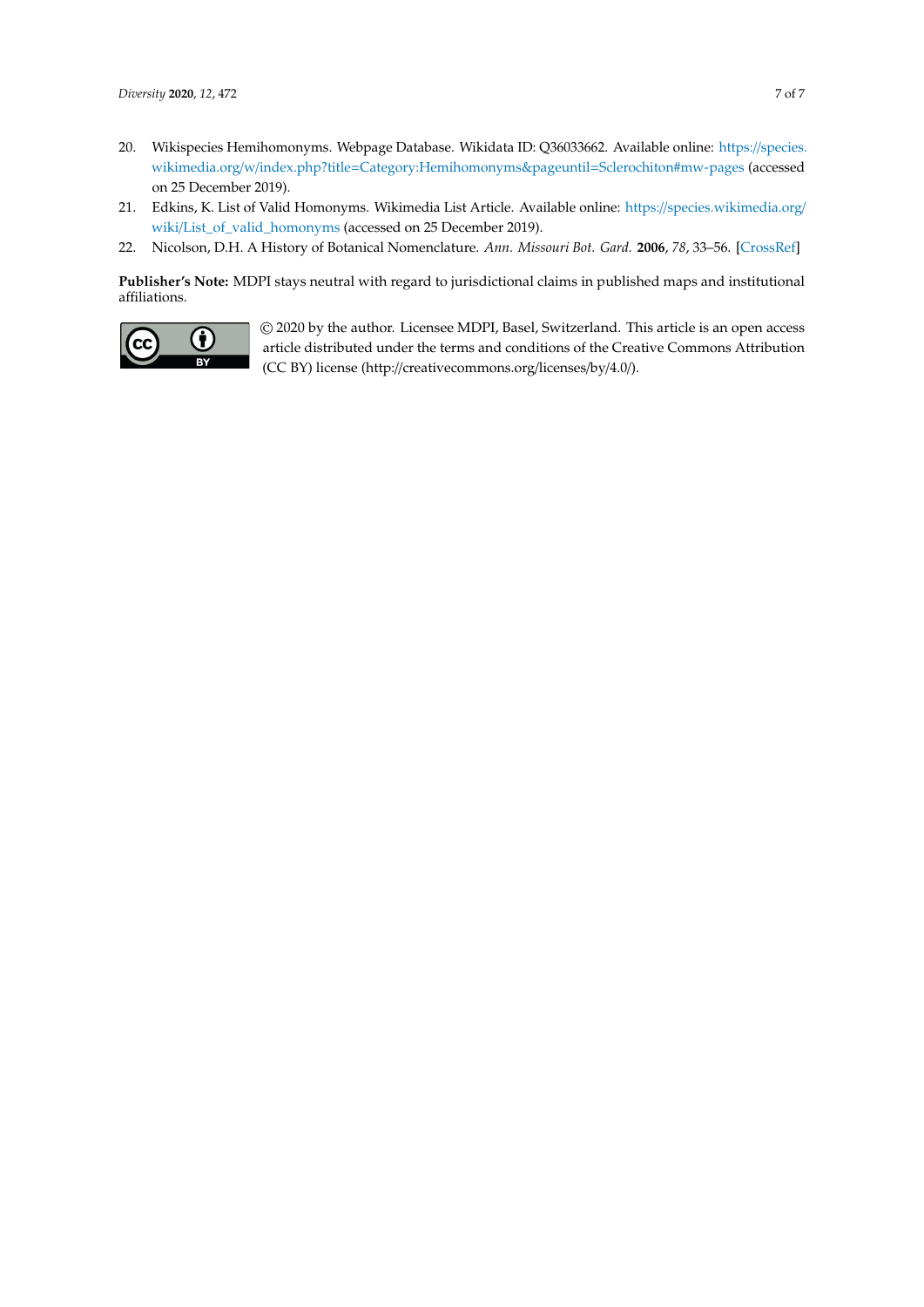20. Wikispecies Hemihomonyms. Webpage Database. Wikidata ID: Q36033662. Available online: https://species.wikimedia.org/w/index.php?title=Category:Hemihomonyms&pageuntil=Sclerochiton#mw-pages (accessed on 25 December 2019).
21. Edkins, K. List of Valid Homonyms. Wikimedia List Article. Available online: https://species.wikimedia.org/wiki/List_of_valid_homonyms (accessed on 25 December 2019).
22. Nicolson, D.H. A History of Botanical Nomenclature. *Ann. Missouri Bot. Gard.* **2006**, *78*, 33–56. [CrossRef]

**Publisher's Note:** MDPI stays neutral with regard to jurisdictional claims in published maps and institutional affiliations.

© 2020 by the author. Licensee MDPI, Basel, Switzerland. This article is an open access article distributed under the terms and conditions of the Creative Commons Attribution (CC BY) license (http://creativecommons.org/licenses/by/4.0/).